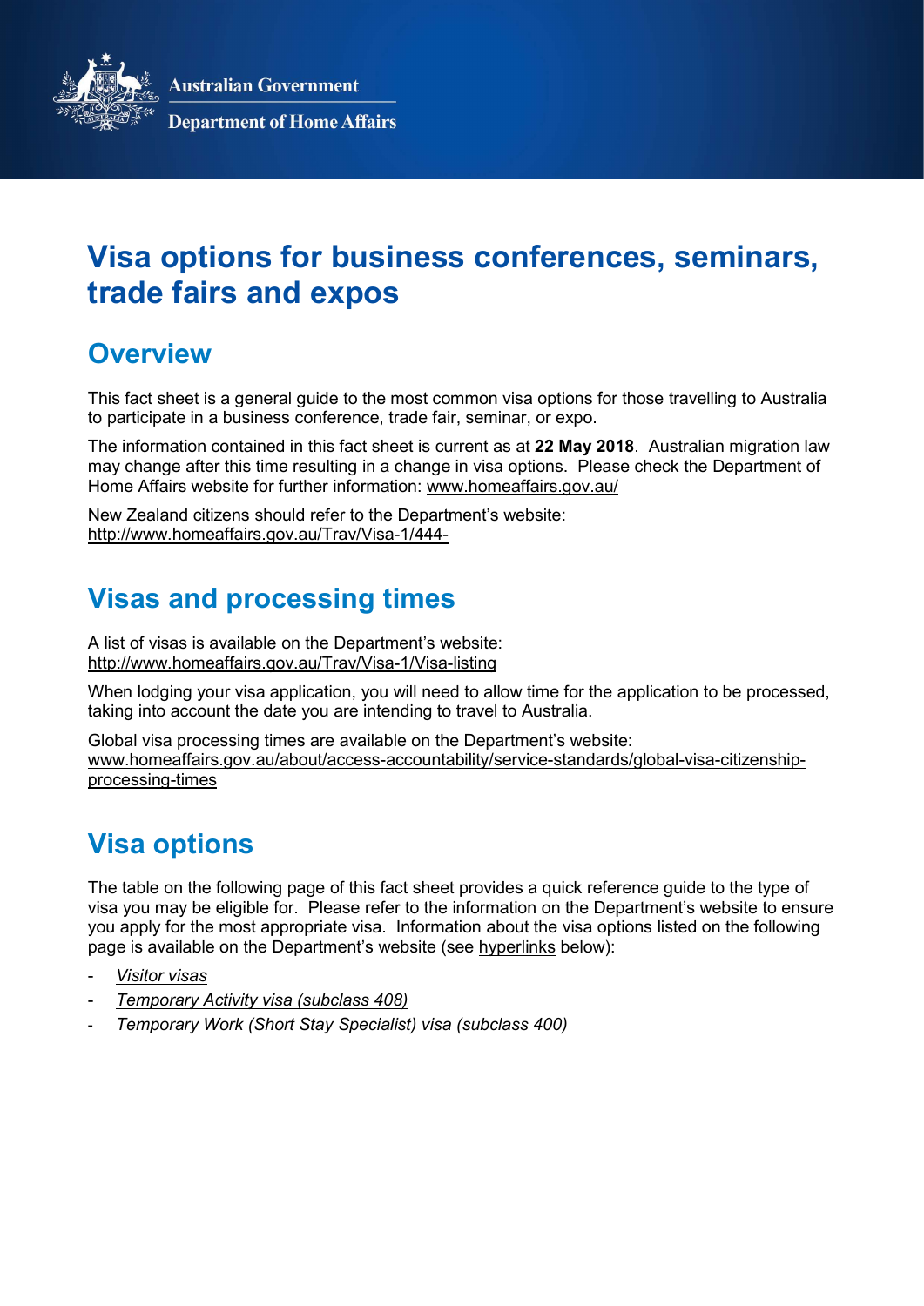Australian Government

Department of Home Affairs

# Visa options for business conferences, seminars, trade fairs and expos

## Overview

This fact sheet is a general guide to the most common visa options for those travelling to Australia to participate in a business conference, trade fair, seminar, or expo.

The information contained in this fact sheet is current as at **22 May 2018**. Australian migration law may change after this time resulting in a change in visa options. Please check the Department of Home Affairs website for further information: www.homeaffairs.gov.au/

New Zealand citizens should refer to the Department's website: http://www.homeaffairs.gov.au/Trav/Visa-1/444-

## Visas and processing times

A list of visas is available on the Department's website: http://www.homeaffairs.gov.au/Trav/Visa-1/Visa-listing

When lodging your visa application, you will need to allow time for the application to be processed, taking into account the date you are intending to travel to Australia.

Global visa processing times are available on the Department's website: www.homeaffairs.gov.au/about/access-accountability/service-standards/global-visa-citizenship-processing-times

## Visa options

The table on the following page of this fact sheet provides a quick reference guide to the type of visa you may be eligible for. Please refer to the information on the Department's website to ensure you apply for the most appropriate visa. Information about the visa options listed on the following page is available on the Department's website (see hyperlinks below):

- *Visitor visas*
- *Temporary Activity visa (subclass 408)*
- *Temporary Work (Short Stay Specialist) visa (subclass 400)*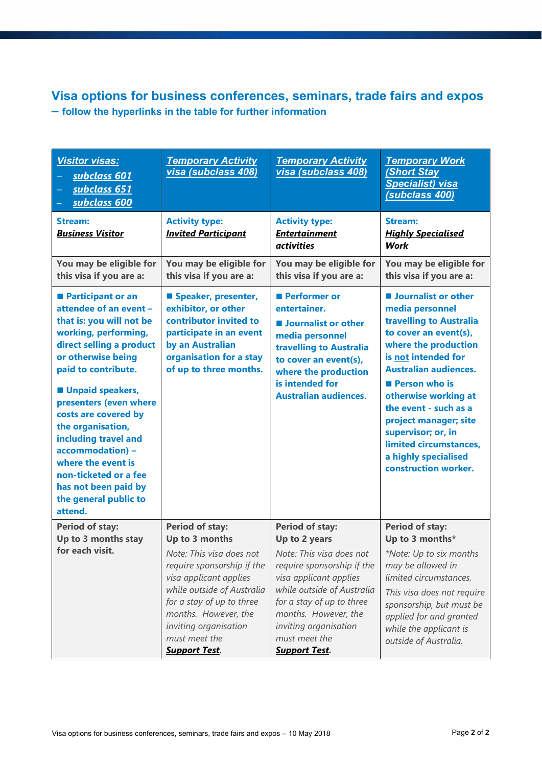## Visa options for business conferences, seminars, trade fairs and expos

### – follow the hyperlinks in the table for further information

| ***Visitor visas:*** <br>– ***subclass 601*** <br>– ***subclass 651*** <br>– ***subclass 600*** | ***Temporary Activity visa (subclass 408)*** | ***Temporary Activity visa (subclass 408)*** | ***Temporary Work (Short Stay Specialist) visa (subclass 400)*** |
|---|---|---|---|
| **Stream:** <br>***Business Visitor*** | **Activity type:** <br>***Invited Participant*** | **Activity type:** <br>***Entertainment activities*** | **Stream:** <br>***Highly Specialised Work*** |
| **You may be eligible for this visa if you are a:** | **You may be eligible for this visa if you are a:** | **You may be eligible for this visa if you are a:** | **You may be eligible for this visa if you are a:** |
| ■ **Participant or an attendee of an event – that is: you will not be working, performing, direct selling a product or otherwise being paid to contribute.** <br><br>■ **Unpaid speakers, presenters (even where costs are covered by the organisation, including travel and accommodation) – where the event is non-ticketed or a fee has not been paid by the general public to attend.** | ■ **Speaker, presenter, exhibitor, or other contributor invited to participate in an event by an Australian organisation for a stay of up to three months.** | ■ **Performer or entertainer.** <br><br>■ **Journalist or other media personnel travelling to Australia to cover an event(s), where the production is intended for Australian audiences.** | ■ **Journalist or other media personnel travelling to Australia to cover an event(s), where the production is not intended for Australian audiences.** <br><br>■ **Person who is otherwise working at the event - such as a project manager; site supervisor; or, in limited circumstances, a highly specialised construction worker.** |
| **Period of stay:** <br>**Up to 3 months stay for each visit.** | **Period of stay:** <br>**Up to 3 months** <br><br>*Note: This visa does not require sponsorship if the visa applicant applies while outside of Australia for a stay of up to three months. However, the inviting organisation must meet the* ***Support Test***. | **Period of stay:** <br>**Up to 2 years** <br><br>*Note: This visa does not require sponsorship if the visa applicant applies while outside of Australia for a stay of up to three months. However, the inviting organisation must meet the* ***Support Test***. | **Period of stay:** <br>**Up to 3 months\*** <br><br>*\*Note: Up to six months may be allowed in limited circumstances.* <br><br>*This visa does not require sponsorship, but must be applied for and granted while the applicant is outside of Australia.* |